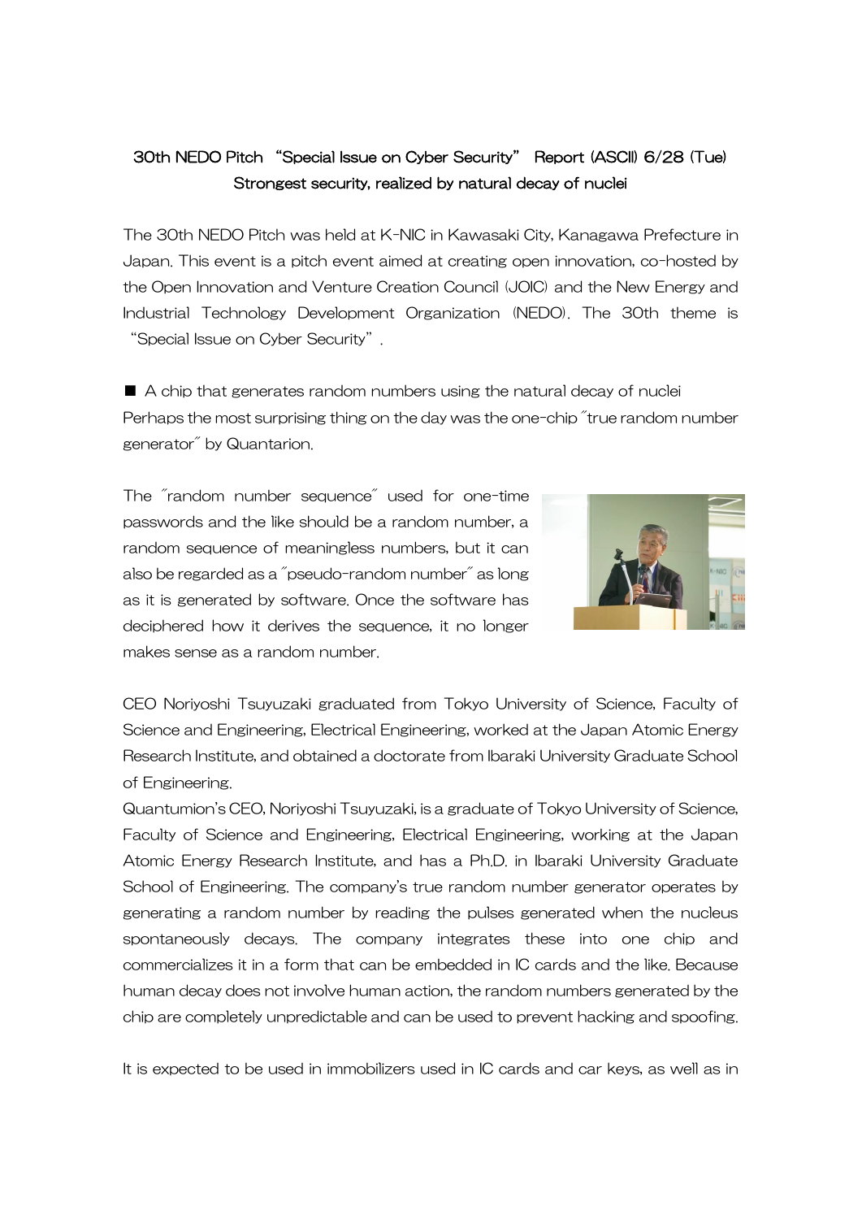**30th NEDO Pitch "Special Issue on Cyber Security" Report (ASCII) 6/28 (Tue)**
**Strongest security, realized by natural decay of nuclei**

The 30th NEDO Pitch was held at K-NIC in Kawasaki City, Kanagawa Prefecture in Japan. This event is a pitch event aimed at creating open innovation, co-hosted by the Open Innovation and Venture Creation Council (JOIC) and the New Energy and Industrial Technology Development Organization (NEDO). The 30th theme is "Special Issue on Cyber Security".

■ A chip that generates random numbers using the natural decay of nuclei
Perhaps the most surprising thing on the day was the one-chip "true random number generator" by Quantarion.

The "random number sequence" used for one-time passwords and the like should be a random number, a random sequence of meaningless numbers, but it can also be regarded as a "pseudo-random number" as long as it is generated by software. Once the software has deciphered how it derives the sequence, it no longer makes sense as a random number.

CEO Noriyoshi Tsuyuzaki graduated from Tokyo University of Science, Faculty of Science and Engineering, Electrical Engineering, worked at the Japan Atomic Energy Research Institute, and obtained a doctorate from Ibaraki University Graduate School of Engineering.
Quantumion's CEO, Noriyoshi Tsuyuzaki, is a graduate of Tokyo University of Science, Faculty of Science and Engineering, Electrical Engineering, working at the Japan Atomic Energy Research Institute, and has a Ph.D. in Ibaraki University Graduate School of Engineering. The company's true random number generator operates by generating a random number by reading the pulses generated when the nucleus spontaneously decays. The company integrates these into one chip and commercializes it in a form that can be embedded in IC cards and the like. Because human decay does not involve human action, the random numbers generated by the chip are completely unpredictable and can be used to prevent hacking and spoofing.

It is expected to be used in immobilizers used in IC cards and car keys, as well as in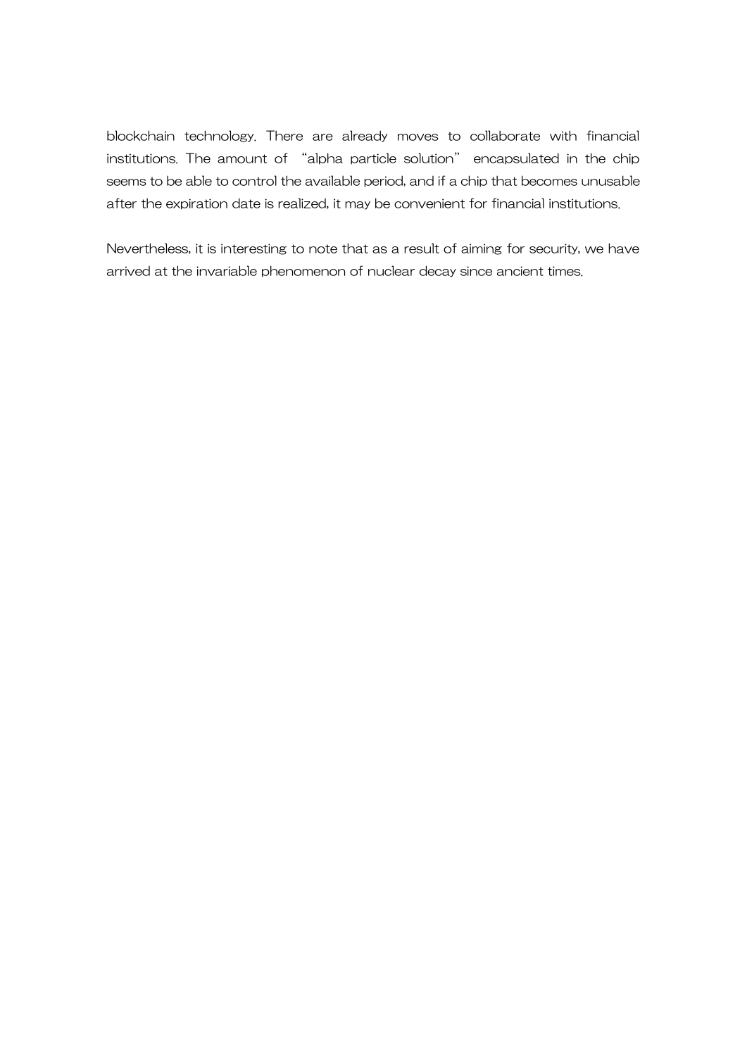blockchain technology. There are already moves to collaborate with financial institutions. The amount of "alpha particle solution" encapsulated in the chip seems to be able to control the available period, and if a chip that becomes unusable after the expiration date is realized, it may be convenient for financial institutions.

Nevertheless, it is interesting to note that as a result of aiming for security, we have arrived at the invariable phenomenon of nuclear decay since ancient times.